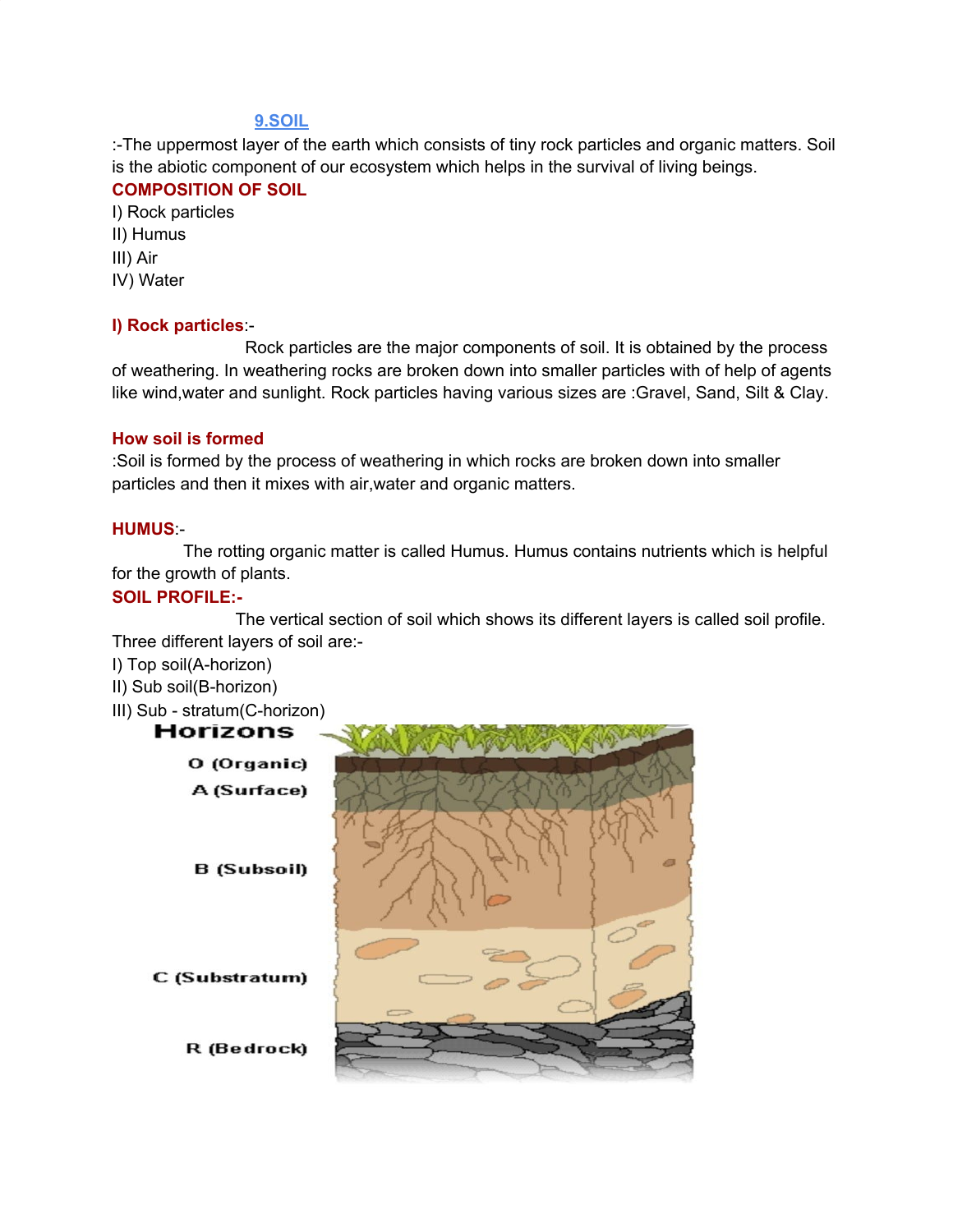# 9.SOIL

:-The uppermost layer of the earth which consists of tiny rock particles and organic matters. Soil is the abiotic component of our ecosystem which helps in the survival of living beings.

## COMPOSITION OF SOIL

I) Rock particles
II) Humus
III) Air
IV) Water

### I) Rock particles:-

Rock particles are the major components of soil. It is obtained by the process of weathering. In weathering rocks are broken down into smaller particles with of help of agents like wind,water and sunlight. Rock particles having various sizes are :Gravel, Sand, Silt & Clay.

### How soil is formed

:Soil is formed by the process of weathering in which rocks are broken down into smaller particles and then it mixes with air,water and organic matters.

### HUMUS:-

The rotting organic matter is called Humus. Humus contains nutrients which is helpful for the growth of plants.

### SOIL PROFILE:-

The vertical section of soil which shows its different layers is called soil profile. Three different layers of soil are:-

I) Top soil(A-horizon)
II) Sub soil(B-horizon)
III) Sub - stratum(C-horizon)

Horizons

O (Organic)
A (Surface)
B (Subsoil)
C (Substratum)
R (Bedrock)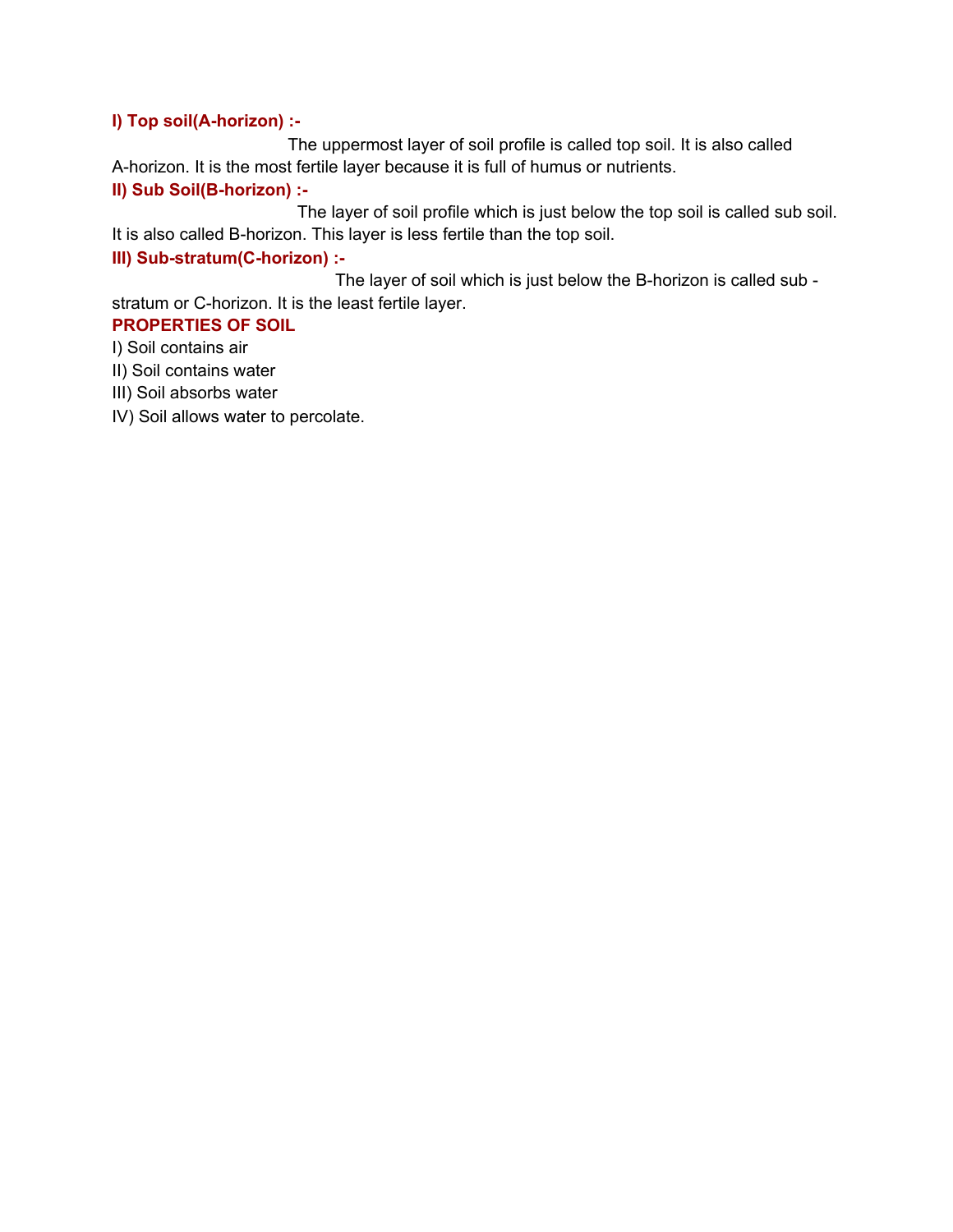**I) Top soil(A-horizon) :-**

The uppermost layer of soil profile is called top soil. It is also called A-horizon. It is the most fertile layer because it is full of humus or nutrients.

**II) Sub Soil(B-horizon) :-**

The layer of soil profile which is just below the top soil is called sub soil. It is also called B-horizon. This layer is less fertile than the top soil.

**III) Sub-stratum(C-horizon) :-**

The layer of soil which is just below the B-horizon is called sub - stratum or C-horizon. It is the least fertile layer.

**PROPERTIES OF SOIL**

I) Soil contains air

II) Soil contains water

III) Soil absorbs water

IV) Soil allows water to percolate.